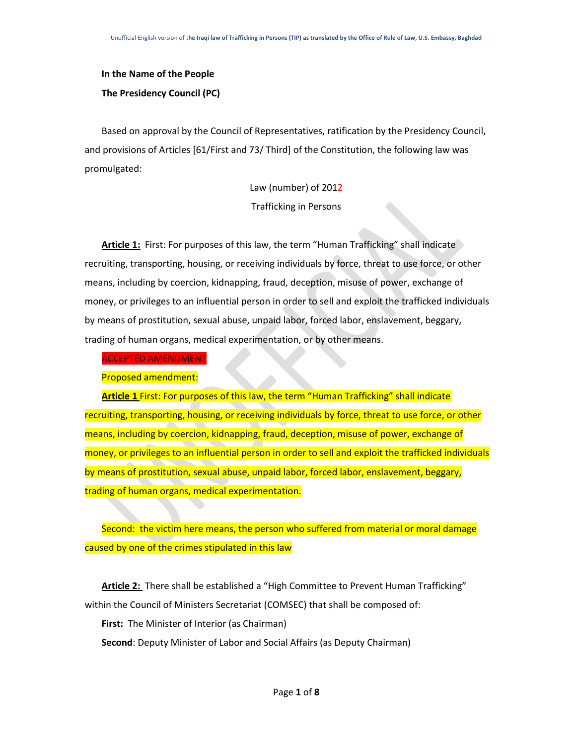**In the Name of the People**

**The Presidency Council (PC)**

Based on approval by the Council of Representatives, ratification by the Presidency Council, and provisions of Articles [61/First and 73/ Third] of the Constitution, the following law was promulgated:

Law (number) of 2012

Trafficking in Persons

**Article 1:** First: For purposes of this law, the term "Human Trafficking" shall indicate recruiting, transporting, housing, or receiving individuals by force, threat to use force, or other means, including by coercion, kidnapping, fraud, deception, misuse of power, exchange of money, or privileges to an influential person in order to sell and exploit the trafficked individuals by means of prostitution, sexual abuse, unpaid labor, forced labor, enslavement, beggary, trading of human organs, medical experimentation, or by other means.

ACCEPTED AMENDMENT

Proposed amendment:

**Article 1** First: For purposes of this law, the term "Human Trafficking" shall indicate recruiting, transporting, housing, or receiving individuals by force, threat to use force, or other means, including by coercion, kidnapping, fraud, deception, misuse of power, exchange of money, or privileges to an influential person in order to sell and exploit the trafficked individuals by means of prostitution, sexual abuse, unpaid labor, forced labor, enslavement, beggary, trading of human organs, medical experimentation.

Second: the victim here means, the person who suffered from material or moral damage caused by one of the crimes stipulated in this law

**Article 2:** There shall be established a "High Committee to Prevent Human Trafficking" within the Council of Ministers Secretariat (COMSEC) that shall be composed of:

**First:** The Minister of Interior (as Chairman)

**Second**: Deputy Minister of Labor and Social Affairs (as Deputy Chairman)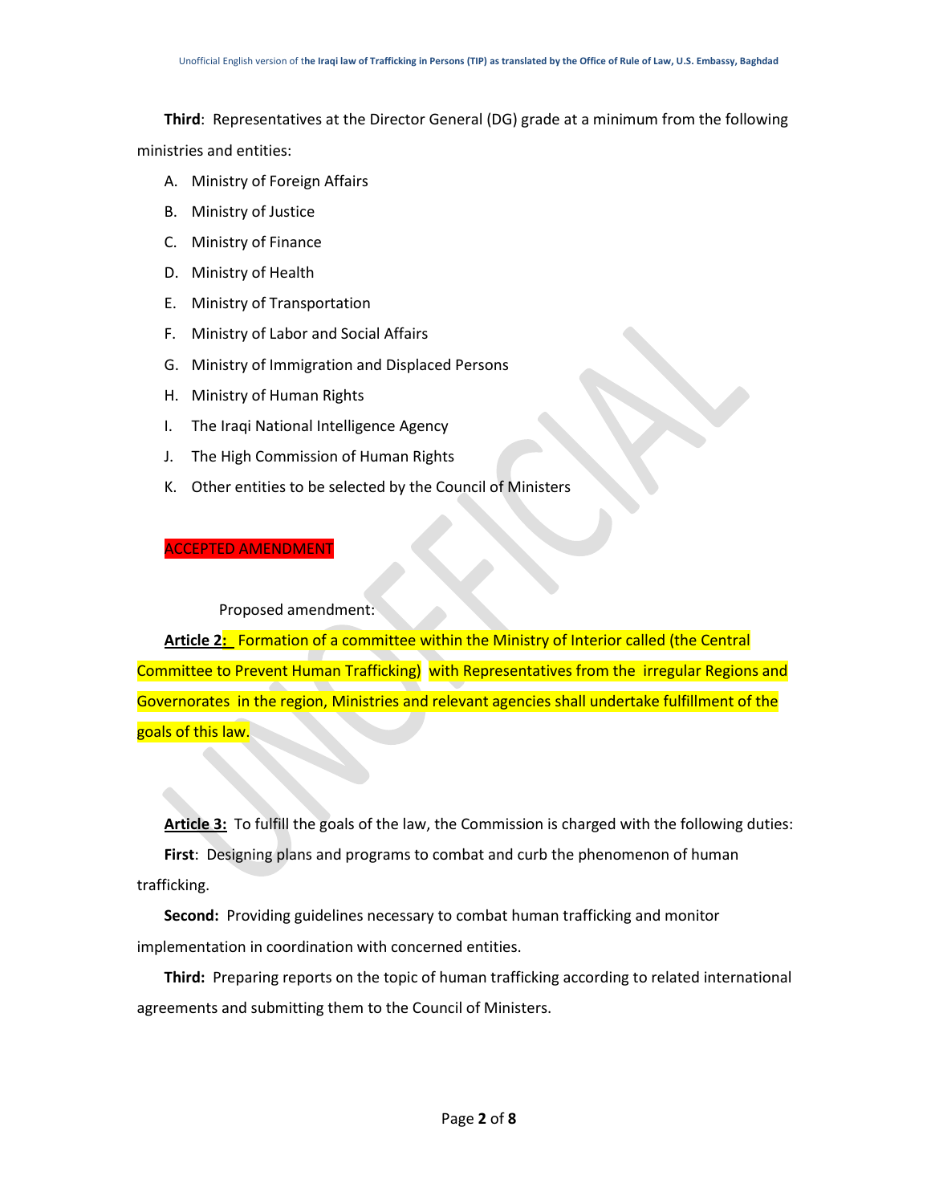**Third**: Representatives at the Director General (DG) grade at a minimum from the following ministries and entities:

A. Ministry of Foreign Affairs
B. Ministry of Justice
C. Ministry of Finance
D. Ministry of Health
E. Ministry of Transportation
F. Ministry of Labor and Social Affairs
G. Ministry of Immigration and Displaced Persons
H. Ministry of Human Rights
I. The Iraqi National Intelligence Agency
J. The High Commission of Human Rights
K. Other entities to be selected by the Council of Ministers

ACCEPTED AMENDMENT

Proposed amendment:

**Article 2:** Formation of a committee within the Ministry of Interior called (the Central Committee to Prevent Human Trafficking) with Representatives from the irregular Regions and Governorates in the region, Ministries and relevant agencies shall undertake fulfillment of the goals of this law.

**Article 3:** To fulfill the goals of the law, the Commission is charged with the following duties:

**First**: Designing plans and programs to combat and curb the phenomenon of human trafficking.

**Second:** Providing guidelines necessary to combat human trafficking and monitor implementation in coordination with concerned entities.

**Third:** Preparing reports on the topic of human trafficking according to related international agreements and submitting them to the Council of Ministers.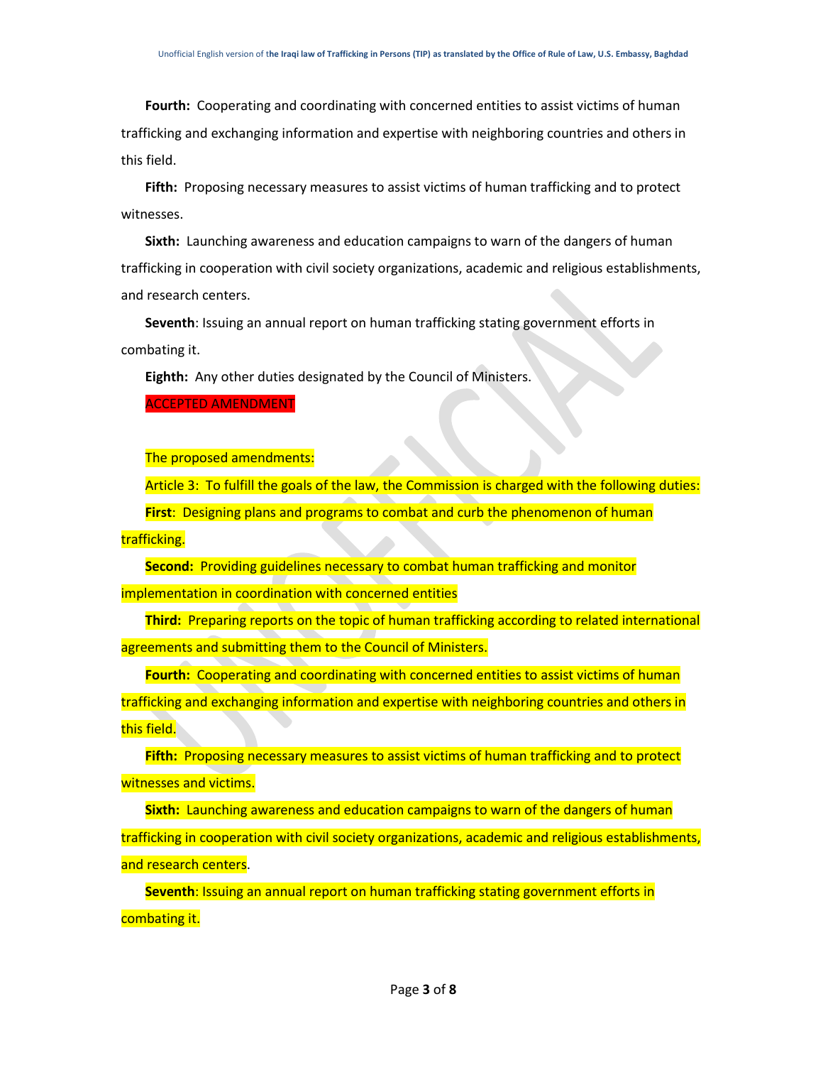**Fourth:** Cooperating and coordinating with concerned entities to assist victims of human trafficking and exchanging information and expertise with neighboring countries and others in this field.

**Fifth:** Proposing necessary measures to assist victims of human trafficking and to protect witnesses.

**Sixth:** Launching awareness and education campaigns to warn of the dangers of human trafficking in cooperation with civil society organizations, academic and religious establishments, and research centers.

**Seventh**: Issuing an annual report on human trafficking stating government efforts in combating it.

**Eighth:** Any other duties designated by the Council of Ministers.

ACCEPTED AMENDMENT

The proposed amendments:

Article 3: To fulfill the goals of the law, the Commission is charged with the following duties:

**First**: Designing plans and programs to combat and curb the phenomenon of human trafficking.

**Second:** Providing guidelines necessary to combat human trafficking and monitor implementation in coordination with concerned entities

**Third:** Preparing reports on the topic of human trafficking according to related international agreements and submitting them to the Council of Ministers.

**Fourth:** Cooperating and coordinating with concerned entities to assist victims of human trafficking and exchanging information and expertise with neighboring countries and others in this field.

**Fifth:** Proposing necessary measures to assist victims of human trafficking and to protect witnesses and victims.

**Sixth:** Launching awareness and education campaigns to warn of the dangers of human trafficking in cooperation with civil society organizations, academic and religious establishments, and research centers.

**Seventh**: Issuing an annual report on human trafficking stating government efforts in combating it.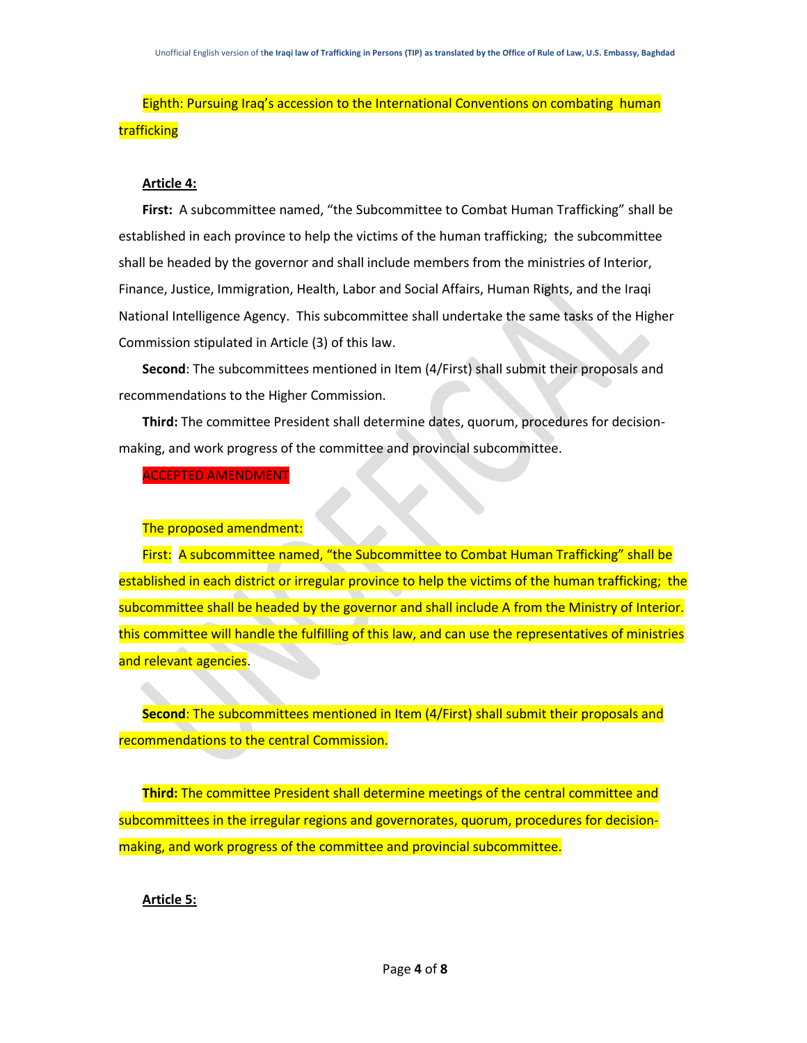Eighth: Pursuing Iraq's accession to the International Conventions on combating human trafficking

**Article 4:**

**First:** A subcommittee named, "the Subcommittee to Combat Human Trafficking" shall be established in each province to help the victims of the human trafficking; the subcommittee shall be headed by the governor and shall include members from the ministries of Interior, Finance, Justice, Immigration, Health, Labor and Social Affairs, Human Rights, and the Iraqi National Intelligence Agency. This subcommittee shall undertake the same tasks of the Higher Commission stipulated in Article (3) of this law.

**Second**: The subcommittees mentioned in Item (4/First) shall submit their proposals and recommendations to the Higher Commission.

**Third:** The committee President shall determine dates, quorum, procedures for decision-making, and work progress of the committee and provincial subcommittee.

ACCEPTED AMENDMENT

The proposed amendment:

First: A subcommittee named, "the Subcommittee to Combat Human Trafficking" shall be established in each district or irregular province to help the victims of the human trafficking; the subcommittee shall be headed by the governor and shall include A from the Ministry of Interior. this committee will handle the fulfilling of this law, and can use the representatives of ministries and relevant agencies.

**Second**: The subcommittees mentioned in Item (4/First) shall submit their proposals and recommendations to the central Commission.

**Third:** The committee President shall determine meetings of the central committee and subcommittees in the irregular regions and governorates, quorum, procedures for decision-making, and work progress of the committee and provincial subcommittee.

**Article 5:**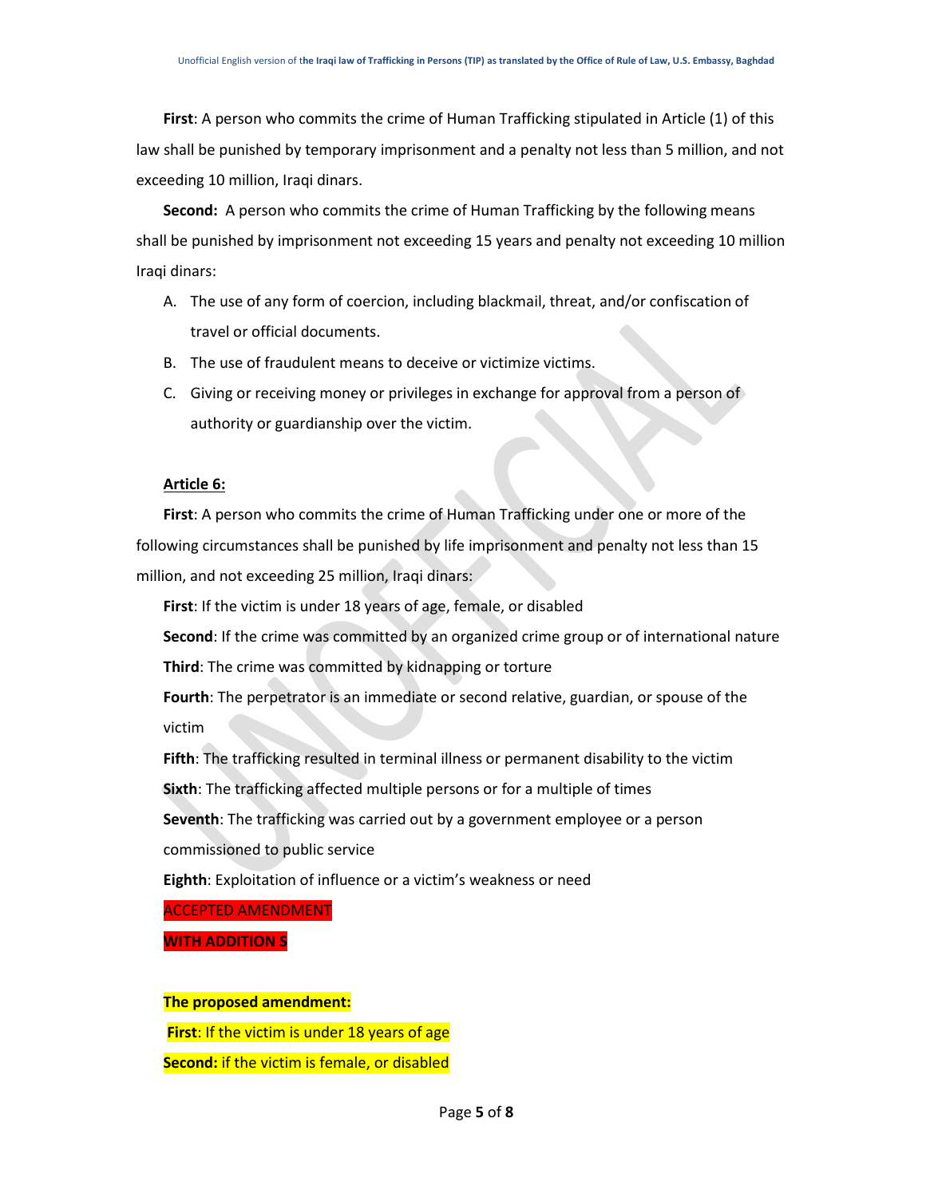**First**: A person who commits the crime of Human Trafficking stipulated in Article (1) of this law shall be punished by temporary imprisonment and a penalty not less than 5 million, and not exceeding 10 million, Iraqi dinars.

**Second:** A person who commits the crime of Human Trafficking by the following means shall be punished by imprisonment not exceeding 15 years and penalty not exceeding 10 million Iraqi dinars:

A. The use of any form of coercion, including blackmail, threat, and/or confiscation of travel or official documents.
B. The use of fraudulent means to deceive or victimize victims.
C. Giving or receiving money or privileges in exchange for approval from a person of authority or guardianship over the victim.

**Article 6:**

**First**: A person who commits the crime of Human Trafficking under one or more of the following circumstances shall be punished by life imprisonment and penalty not less than 15 million, and not exceeding 25 million, Iraqi dinars:

**First**: If the victim is under 18 years of age, female, or disabled

**Second**: If the crime was committed by an organized crime group or of international nature

**Third**: The crime was committed by kidnapping or torture

**Fourth**: The perpetrator is an immediate or second relative, guardian, or spouse of the victim

**Fifth**: The trafficking resulted in terminal illness or permanent disability to the victim

**Sixth**: The trafficking affected multiple persons or for a multiple of times

**Seventh**: The trafficking was carried out by a government employee or a person commissioned to public service

**Eighth**: Exploitation of influence or a victim's weakness or need

ACCEPTED AMENDMENT

**WITH ADDITION S**

**The proposed amendment:**

**First**: If the victim is under 18 years of age

**Second:** if the victim is female, or disabled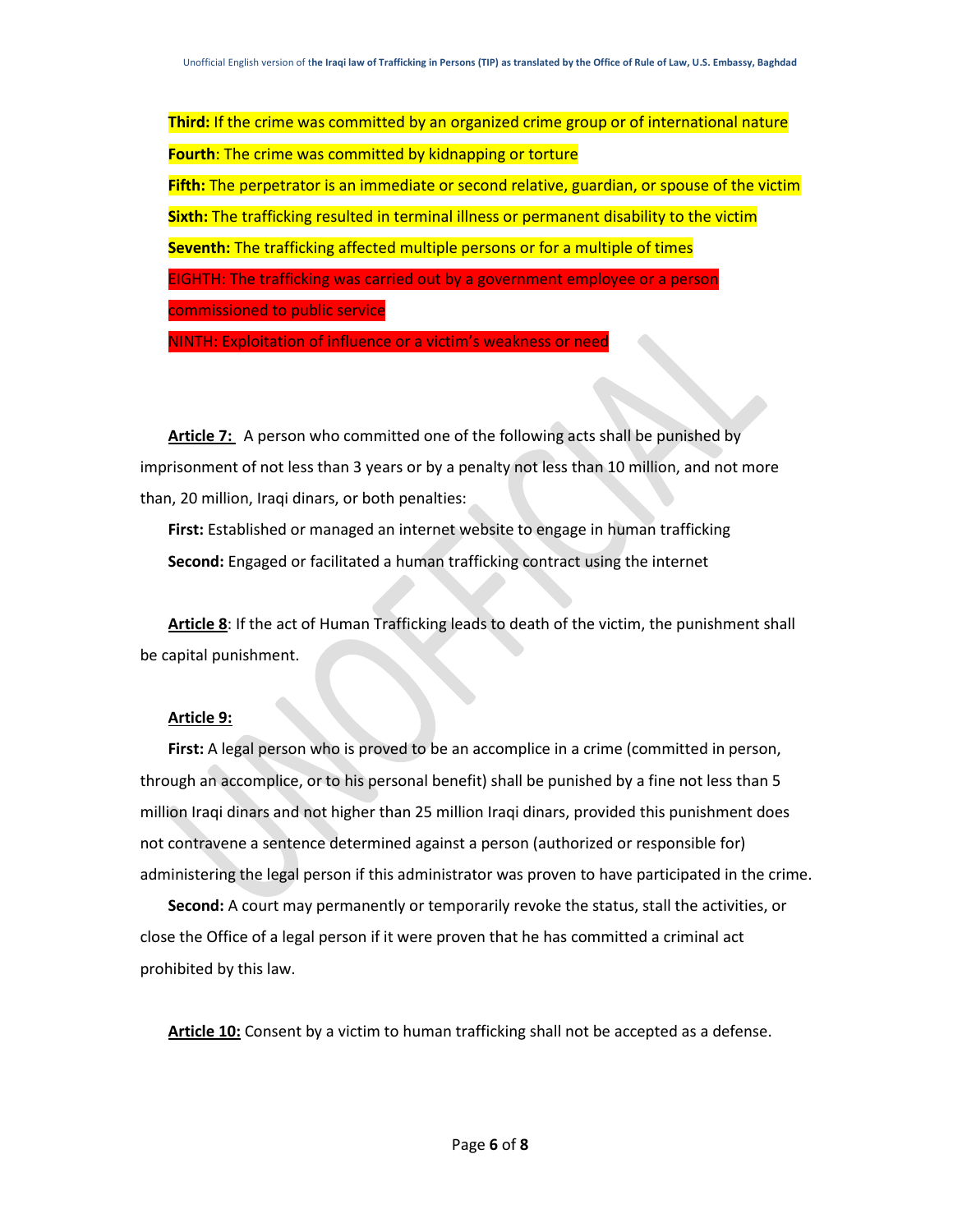**Third:** If the crime was committed by an organized crime group or of international nature

**Fourth**: The crime was committed by kidnapping or torture

**Fifth:** The perpetrator is an immediate or second relative, guardian, or spouse of the victim

**Sixth:** The trafficking resulted in terminal illness or permanent disability to the victim

**Seventh:** The trafficking affected multiple persons or for a multiple of times

EIGHTH: The trafficking was carried out by a government employee or a person commissioned to public service

NINTH: Exploitation of influence or a victim's weakness or need

**Article 7:** A person who committed one of the following acts shall be punished by imprisonment of not less than 3 years or by a penalty not less than 10 million, and not more than, 20 million, Iraqi dinars, or both penalties:

**First:** Established or managed an internet website to engage in human trafficking

**Second:** Engaged or facilitated a human trafficking contract using the internet

**Article 8**: If the act of Human Trafficking leads to death of the victim, the punishment shall be capital punishment.

**Article 9:**

**First:** A legal person who is proved to be an accomplice in a crime (committed in person, through an accomplice, or to his personal benefit) shall be punished by a fine not less than 5 million Iraqi dinars and not higher than 25 million Iraqi dinars, provided this punishment does not contravene a sentence determined against a person (authorized or responsible for) administering the legal person if this administrator was proven to have participated in the crime.

**Second:** A court may permanently or temporarily revoke the status, stall the activities, or close the Office of a legal person if it were proven that he has committed a criminal act prohibited by this law.

**Article 10:** Consent by a victim to human trafficking shall not be accepted as a defense.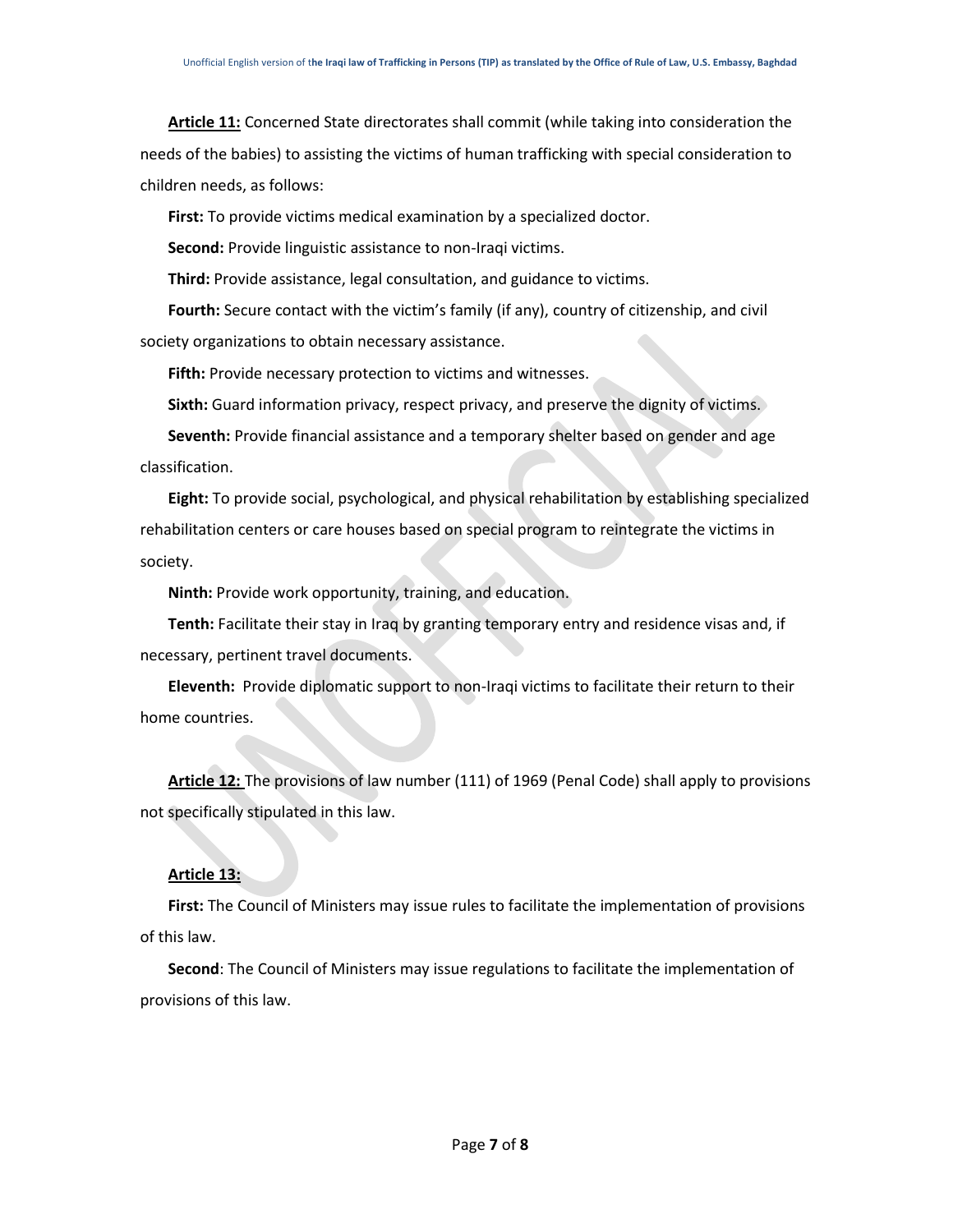**Article 11:** Concerned State directorates shall commit (while taking into consideration the needs of the babies) to assisting the victims of human trafficking with special consideration to children needs, as follows:

**First:** To provide victims medical examination by a specialized doctor.

**Second:** Provide linguistic assistance to non-Iraqi victims.

**Third:** Provide assistance, legal consultation, and guidance to victims.

**Fourth:** Secure contact with the victim's family (if any), country of citizenship, and civil society organizations to obtain necessary assistance.

**Fifth:** Provide necessary protection to victims and witnesses.

**Sixth:** Guard information privacy, respect privacy, and preserve the dignity of victims.

**Seventh:** Provide financial assistance and a temporary shelter based on gender and age classification.

**Eight:** To provide social, psychological, and physical rehabilitation by establishing specialized rehabilitation centers or care houses based on special program to reintegrate the victims in society.

**Ninth:** Provide work opportunity, training, and education.

**Tenth:** Facilitate their stay in Iraq by granting temporary entry and residence visas and, if necessary, pertinent travel documents.

**Eleventh:** Provide diplomatic support to non-Iraqi victims to facilitate their return to their home countries.

**Article 12:** The provisions of law number (111) of 1969 (Penal Code) shall apply to provisions not specifically stipulated in this law.

**Article 13:**

**First:** The Council of Ministers may issue rules to facilitate the implementation of provisions of this law.

**Second**: The Council of Ministers may issue regulations to facilitate the implementation of provisions of this law.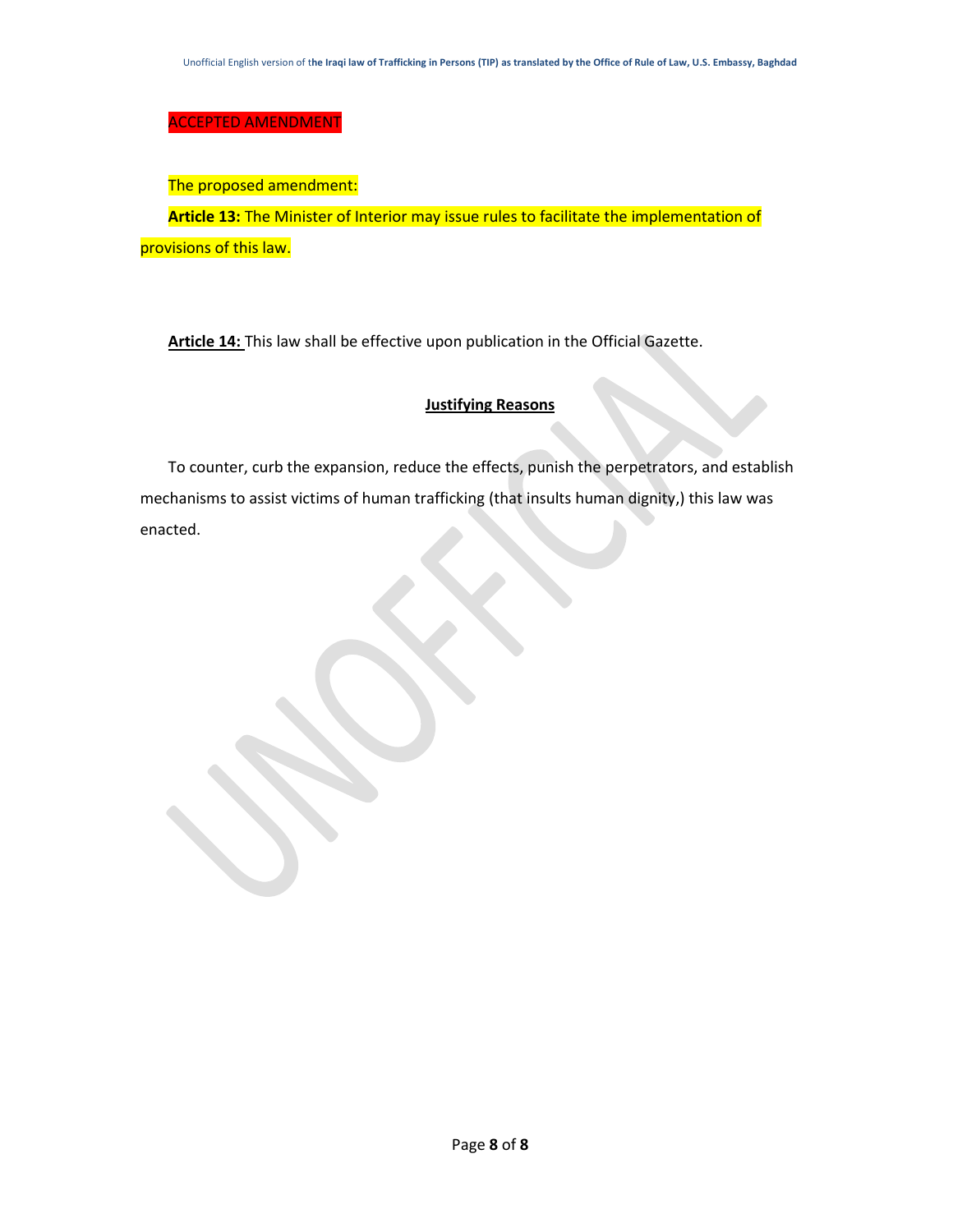ACCEPTED AMENDMENT

The proposed amendment:

**Article 13:** The Minister of Interior may issue rules to facilitate the implementation of provisions of this law.

**Article 14:** This law shall be effective upon publication in the Official Gazette.

**Justifying Reasons**

To counter, curb the expansion, reduce the effects, punish the perpetrators, and establish mechanisms to assist victims of human trafficking (that insults human dignity,) this law was enacted.